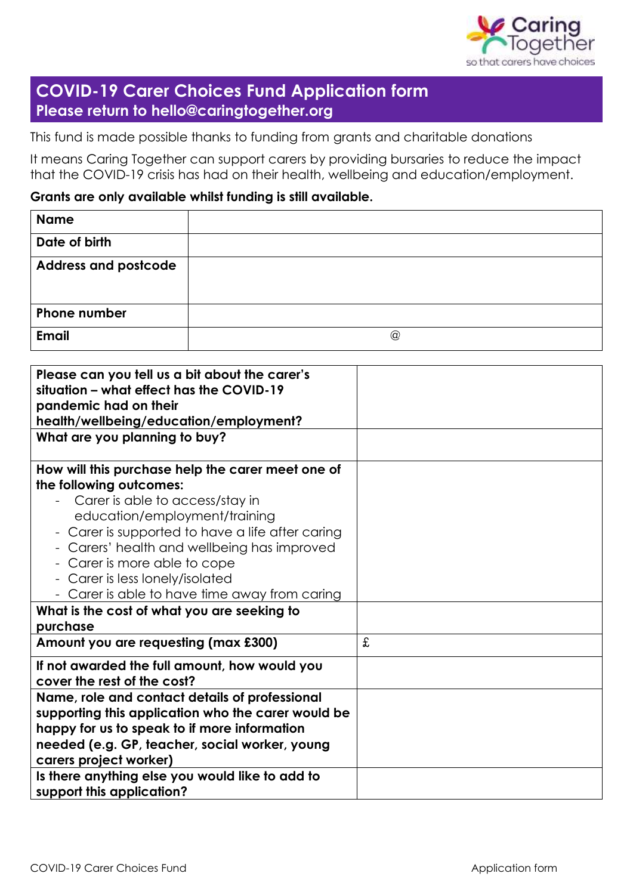# COVID-19 Carer Choices Fund Application form

**Please return to hello@caringtogether.org**

This fund is made possible thanks to funding from grants and charitable donations

It means Caring Together can support carers by providing bursaries to reduce the impact that the COVID-19 crisis has had on their health, wellbeing and education/employment.

**Grants are only available whilst funding is still available.**

| | |
|---|---|
| **Name** | |
| **Date of birth** | |
| **Address and postcode** | |
| **Phone number** | |
| **Email** | @ |

| | |
|---|---|
| **Please can you tell us a bit about the carer's situation – what effect has the COVID-19 pandemic had on their health/wellbeing/education/employment?** | |
| **What are you planning to buy?** | |
| **How will this purchase help the carer meet one of the following outcomes:**<br>- Carer is able to access/stay in education/employment/training<br>- Carer is supported to have a life after caring<br>- Carers' health and wellbeing has improved<br>- Carer is more able to cope<br>- Carer is less lonely/isolated<br>- Carer is able to have time away from caring | |
| **What is the cost of what you are seeking to purchase** | |
| **Amount you are requesting (max £300)** | £ |
| **If not awarded the full amount, how would you cover the rest of the cost?** | |
| **Name, role and contact details of professional supporting this application who the carer would be happy for us to speak to if more information needed (e.g. GP, teacher, social worker, young carers project worker)** | |
| **Is there anything else you would like to add to support this application?** | |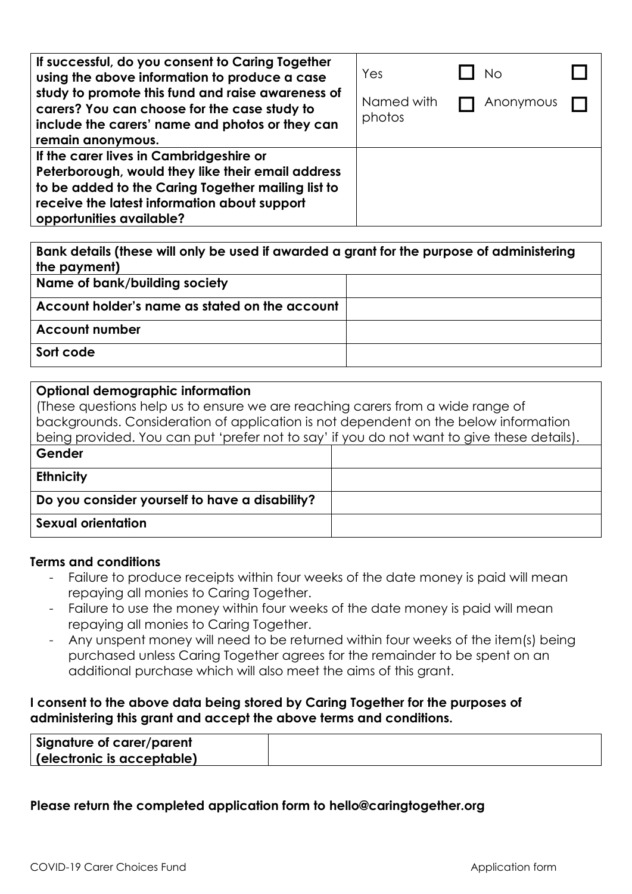| | |
|---|---|
| **If successful, do you consent to Caring Together using the above information to produce a case study to promote this fund and raise awareness of carers? You can choose for the case study to include the carers' name and photos or they can remain anonymous.** | Yes ☐ No ☐<br>Named with photos ☐ Anonymous ☐ |
| **If the carer lives in Cambridgeshire or Peterborough, would they like their email address to be added to the Caring Together mailing list to receive the latest information about support opportunities available?** | |

| **Bank details (these will only be used if awarded a grant for the purpose of administering the payment)** | |
|---|---|
| **Name of bank/building society** | |
| **Account holder's name as stated on the account** | |
| **Account number** | |
| **Sort code** | |

| **Optional demographic information**<br>(These questions help us to ensure we are reaching carers from a wide range of backgrounds. Consideration of application is not dependent on the below information being provided. You can put 'prefer not to say' if you do not want to give these details). | |
|---|---|
| **Gender** | |
| **Ethnicity** | |
| **Do you consider yourself to have a disability?** | |
| **Sexual orientation** | |

**Terms and conditions**

- Failure to produce receipts within four weeks of the date money is paid will mean repaying all monies to Caring Together.
- Failure to use the money within four weeks of the date money is paid will mean repaying all monies to Caring Together.
- Any unspent money will need to be returned within four weeks of the item(s) being purchased unless Caring Together agrees for the remainder to be spent on an additional purchase which will also meet the aims of this grant.

**I consent to the above data being stored by Caring Together for the purposes of administering this grant and accept the above terms and conditions.**

| | |
|---|---|
| **Signature of carer/parent (electronic is acceptable)** | |

**Please return the completed application form to hello@caringtogether.org**